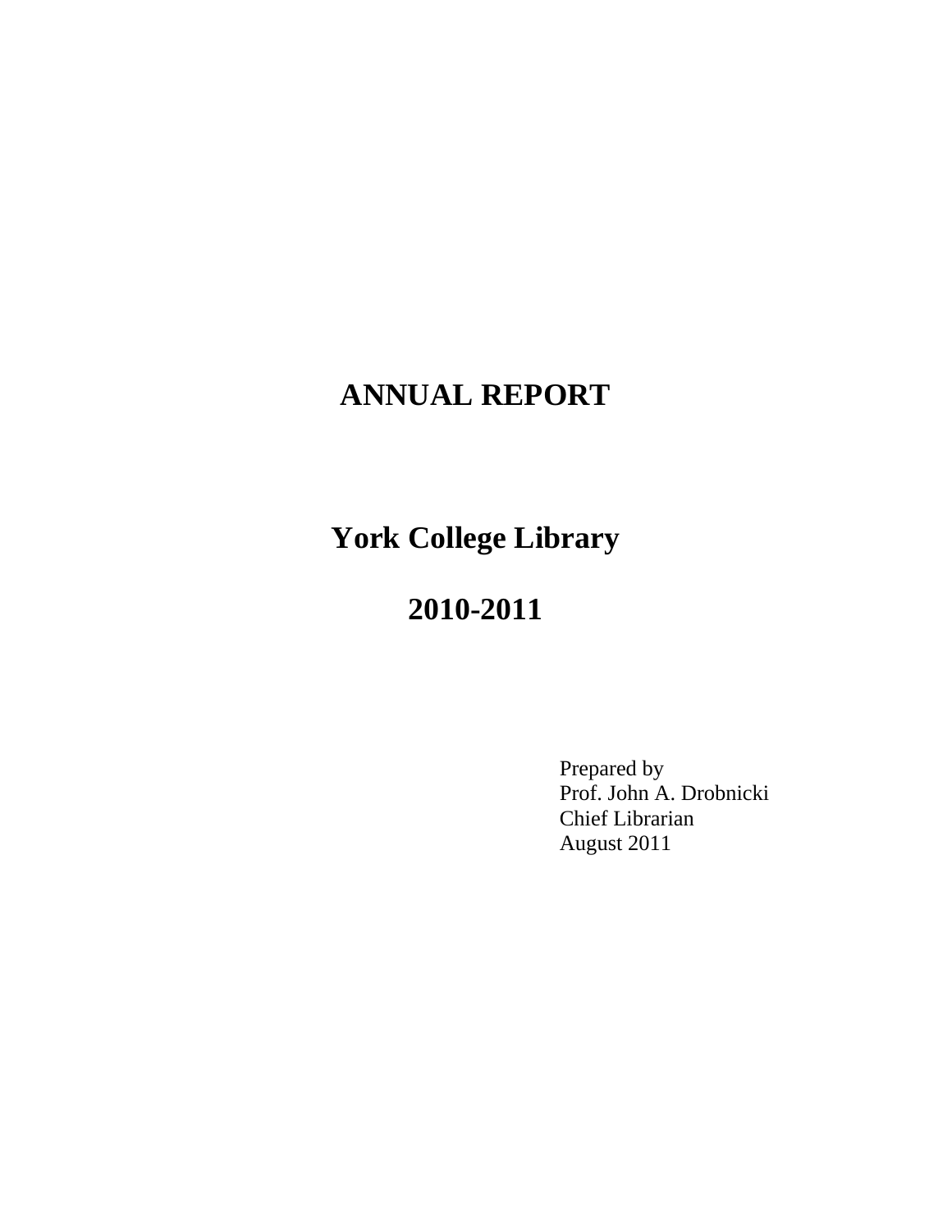# ANNUAL REPORT

## York College Library

## 2010-2011

Prepared by
Prof. John A. Drobnicki
Chief Librarian
August 2011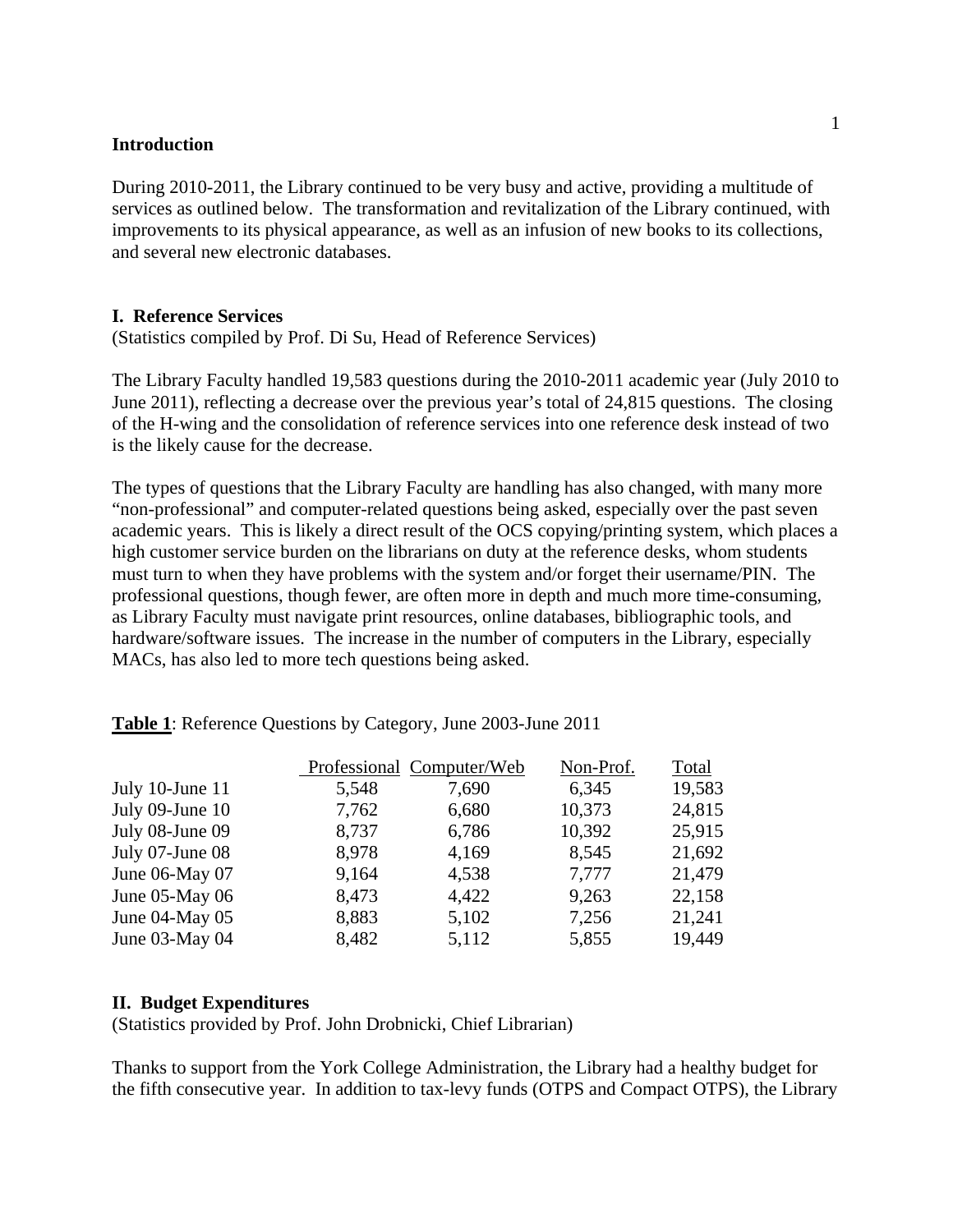## Introduction

During 2010-2011, the Library continued to be very busy and active, providing a multitude of services as outlined below. The transformation and revitalization of the Library continued, with improvements to its physical appearance, as well as an infusion of new books to its collections, and several new electronic databases.

## I. Reference Services

(Statistics compiled by Prof. Di Su, Head of Reference Services)

The Library Faculty handled 19,583 questions during the 2010-2011 academic year (July 2010 to June 2011), reflecting a decrease over the previous year's total of 24,815 questions. The closing of the H-wing and the consolidation of reference services into one reference desk instead of two is the likely cause for the decrease.

The types of questions that the Library Faculty are handling has also changed, with many more "non-professional" and computer-related questions being asked, especially over the past seven academic years. This is likely a direct result of the OCS copying/printing system, which places a high customer service burden on the librarians on duty at the reference desks, whom students must turn to when they have problems with the system and/or forget their username/PIN. The professional questions, though fewer, are often more in depth and much more time-consuming, as Library Faculty must navigate print resources, online databases, bibliographic tools, and hardware/software issues. The increase in the number of computers in the Library, especially MACs, has also led to more tech questions being asked.

**Table 1**: Reference Questions by Category, June 2003-June 2011

| | Professional | Computer/Web | Non-Prof. | Total |
|---|---|---|---|---|
| July 10-June 11 | 5,548 | 7,690 | 6,345 | 19,583 |
| July 09-June 10 | 7,762 | 6,680 | 10,373 | 24,815 |
| July 08-June 09 | 8,737 | 6,786 | 10,392 | 25,915 |
| July 07-June 08 | 8,978 | 4,169 | 8,545 | 21,692 |
| June 06-May 07 | 9,164 | 4,538 | 7,777 | 21,479 |
| June 05-May 06 | 8,473 | 4,422 | 9,263 | 22,158 |
| June 04-May 05 | 8,883 | 5,102 | 7,256 | 21,241 |
| June 03-May 04 | 8,482 | 5,112 | 5,855 | 19,449 |

## II. Budget Expenditures

(Statistics provided by Prof. John Drobnicki, Chief Librarian)

Thanks to support from the York College Administration, the Library had a healthy budget for the fifth consecutive year. In addition to tax-levy funds (OTPS and Compact OTPS), the Library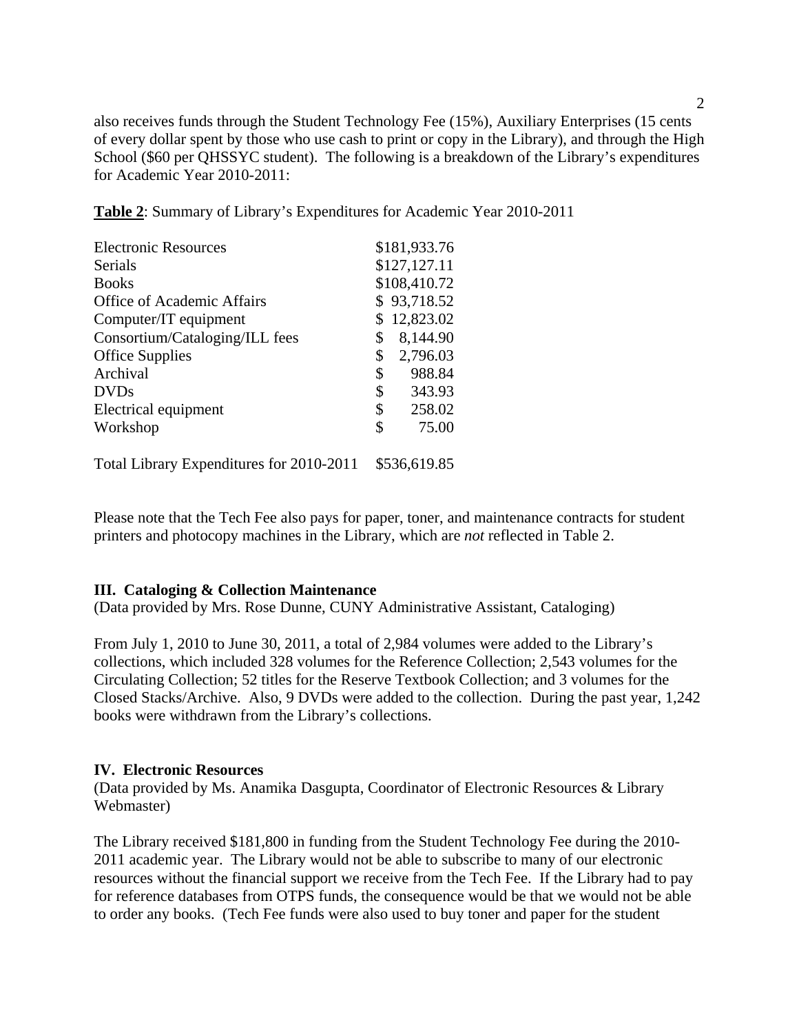also receives funds through the Student Technology Fee (15%), Auxiliary Enterprises (15 cents of every dollar spent by those who use cash to print or copy in the Library), and through the High School ($60 per QHSSYC student). The following is a breakdown of the Library's expenditures for Academic Year 2010-2011:

**Table 2**: Summary of Library's Expenditures for Academic Year 2010-2011

| Category | Amount |
|---|---|
| Electronic Resources | $181,933.76 |
| Serials | $127,127.11 |
| Books | $108,410.72 |
| Office of Academic Affairs | $ 93,718.52 |
| Computer/IT equipment | $ 12,823.02 |
| Consortium/Cataloging/ILL fees | $ 8,144.90 |
| Office Supplies | $ 2,796.03 |
| Archival | $ 988.84 |
| DVDs | $ 343.93 |
| Electrical equipment | $ 258.02 |
| Workshop | $ 75.00 |
| Total Library Expenditures for 2010-2011 | $536,619.85 |

Please note that the Tech Fee also pays for paper, toner, and maintenance contracts for student printers and photocopy machines in the Library, which are *not* reflected in Table 2.

## III. Cataloging & Collection Maintenance

(Data provided by Mrs. Rose Dunne, CUNY Administrative Assistant, Cataloging)

From July 1, 2010 to June 30, 2011, a total of 2,984 volumes were added to the Library's collections, which included 328 volumes for the Reference Collection; 2,543 volumes for the Circulating Collection; 52 titles for the Reserve Textbook Collection; and 3 volumes for the Closed Stacks/Archive. Also, 9 DVDs were added to the collection. During the past year, 1,242 books were withdrawn from the Library's collections.

## IV. Electronic Resources

(Data provided by Ms. Anamika Dasgupta, Coordinator of Electronic Resources & Library Webmaster)

The Library received $181,800 in funding from the Student Technology Fee during the 2010-2011 academic year. The Library would not be able to subscribe to many of our electronic resources without the financial support we receive from the Tech Fee. If the Library had to pay for reference databases from OTPS funds, the consequence would be that we would not be able to order any books. (Tech Fee funds were also used to buy toner and paper for the student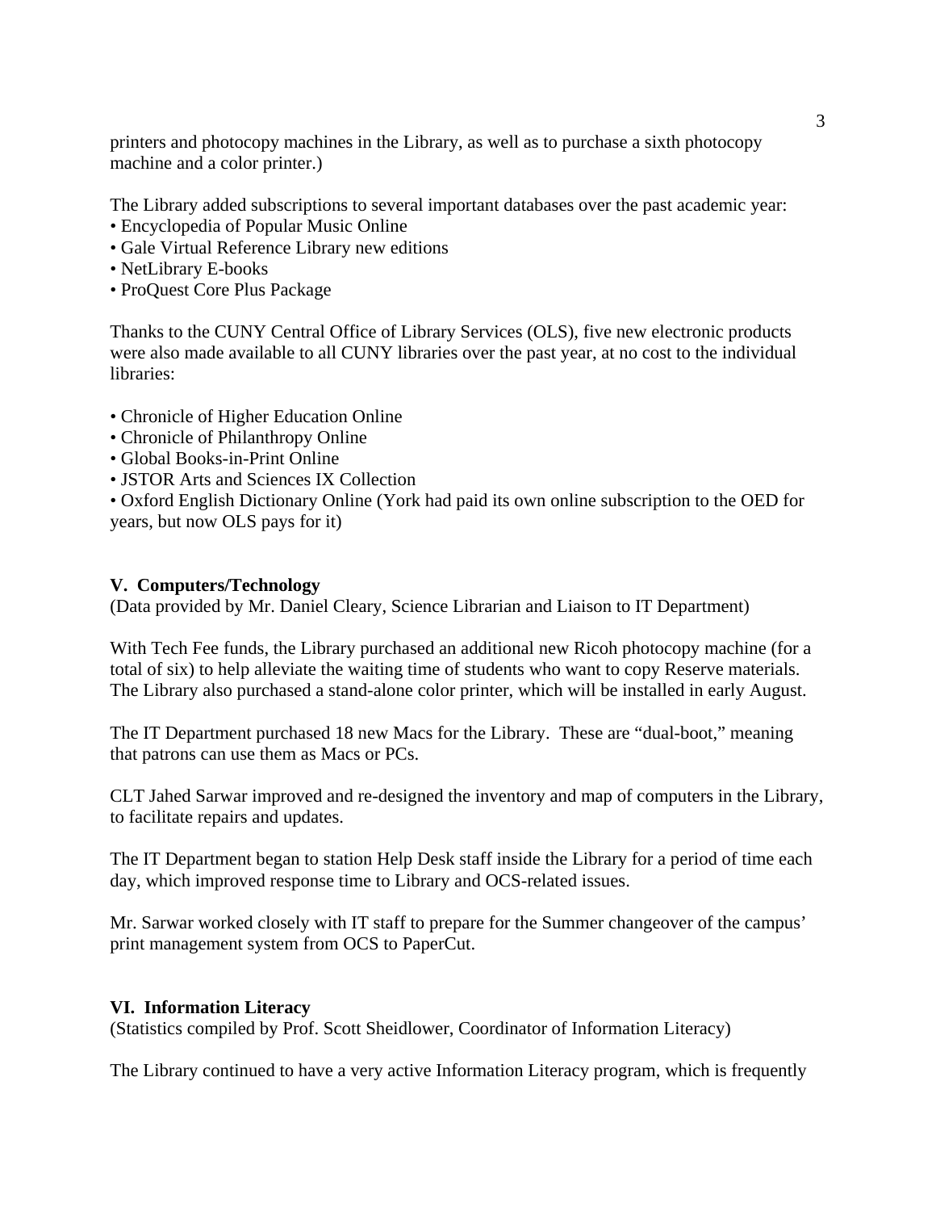printers and photocopy machines in the Library, as well as to purchase a sixth photocopy machine and a color printer.)

The Library added subscriptions to several important databases over the past academic year:

- Encyclopedia of Popular Music Online
- Gale Virtual Reference Library new editions
- NetLibrary E-books
- ProQuest Core Plus Package

Thanks to the CUNY Central Office of Library Services (OLS), five new electronic products were also made available to all CUNY libraries over the past year, at no cost to the individual libraries:

- Chronicle of Higher Education Online
- Chronicle of Philanthropy Online
- Global Books-in-Print Online
- JSTOR Arts and Sciences IX Collection
- Oxford English Dictionary Online (York had paid its own online subscription to the OED for years, but now OLS pays for it)

## V. Computers/Technology

(Data provided by Mr. Daniel Cleary, Science Librarian and Liaison to IT Department)

With Tech Fee funds, the Library purchased an additional new Ricoh photocopy machine (for a total of six) to help alleviate the waiting time of students who want to copy Reserve materials. The Library also purchased a stand-alone color printer, which will be installed in early August.

The IT Department purchased 18 new Macs for the Library. These are "dual-boot," meaning that patrons can use them as Macs or PCs.

CLT Jahed Sarwar improved and re-designed the inventory and map of computers in the Library, to facilitate repairs and updates.

The IT Department began to station Help Desk staff inside the Library for a period of time each day, which improved response time to Library and OCS-related issues.

Mr. Sarwar worked closely with IT staff to prepare for the Summer changeover of the campus' print management system from OCS to PaperCut.

## VI. Information Literacy

(Statistics compiled by Prof. Scott Sheidlower, Coordinator of Information Literacy)

The Library continued to have a very active Information Literacy program, which is frequently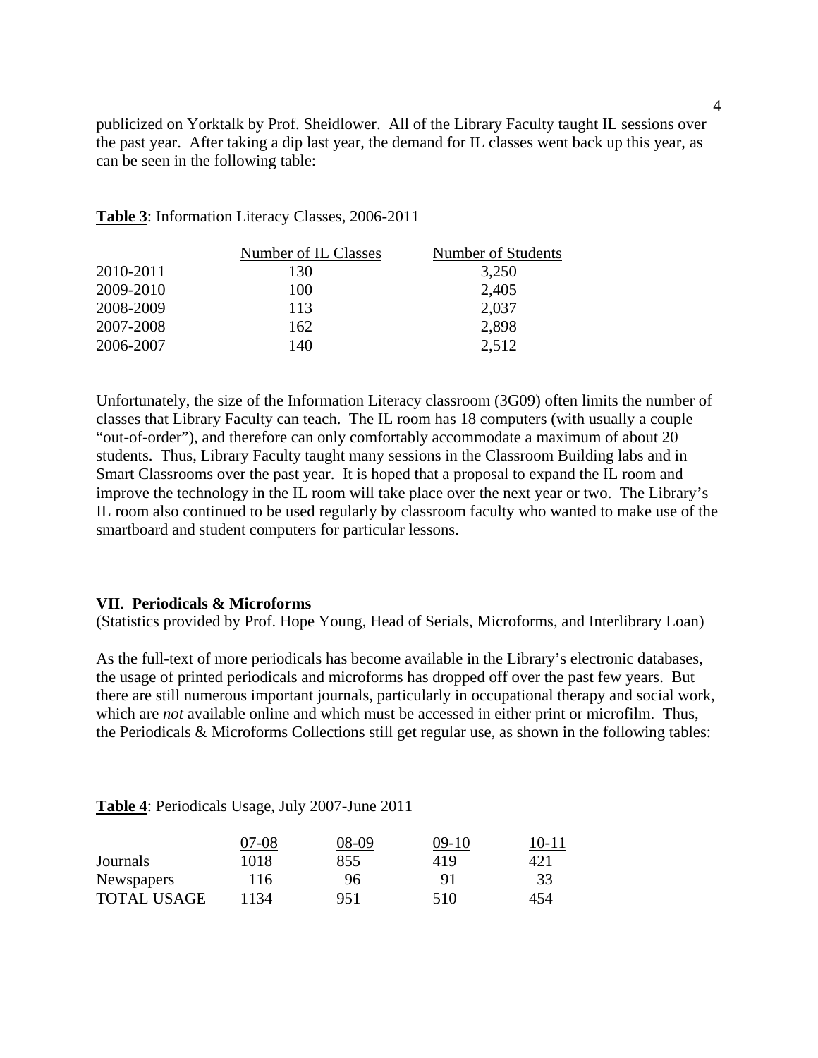publicized on Yorktalk by Prof. Sheidlower. All of the Library Faculty taught IL sessions over the past year. After taking a dip last year, the demand for IL classes went back up this year, as can be seen in the following table:

**Table 3**: Information Literacy Classes, 2006-2011

| | Number of IL Classes | Number of Students |
|---|---|---|
| 2010-2011 | 130 | 3,250 |
| 2009-2010 | 100 | 2,405 |
| 2008-2009 | 113 | 2,037 |
| 2007-2008 | 162 | 2,898 |
| 2006-2007 | 140 | 2,512 |

Unfortunately, the size of the Information Literacy classroom (3G09) often limits the number of classes that Library Faculty can teach. The IL room has 18 computers (with usually a couple "out-of-order"), and therefore can only comfortably accommodate a maximum of about 20 students. Thus, Library Faculty taught many sessions in the Classroom Building labs and in Smart Classrooms over the past year. It is hoped that a proposal to expand the IL room and improve the technology in the IL room will take place over the next year or two. The Library's IL room also continued to be used regularly by classroom faculty who wanted to make use of the smartboard and student computers for particular lessons.

**VII. Periodicals & Microforms**

(Statistics provided by Prof. Hope Young, Head of Serials, Microforms, and Interlibrary Loan)

As the full-text of more periodicals has become available in the Library's electronic databases, the usage of printed periodicals and microforms has dropped off over the past few years. But there are still numerous important journals, particularly in occupational therapy and social work, which are *not* available online and which must be accessed in either print or microfilm. Thus, the Periodicals & Microforms Collections still get regular use, as shown in the following tables:

**Table 4**: Periodicals Usage, July 2007-June 2011

| | 07-08 | 08-09 | 09-10 | 10-11 |
|---|---|---|---|---|
| Journals | 1018 | 855 | 419 | 421 |
| Newspapers | 116 | 96 | 91 | 33 |
| TOTAL USAGE | 1134 | 951 | 510 | 454 |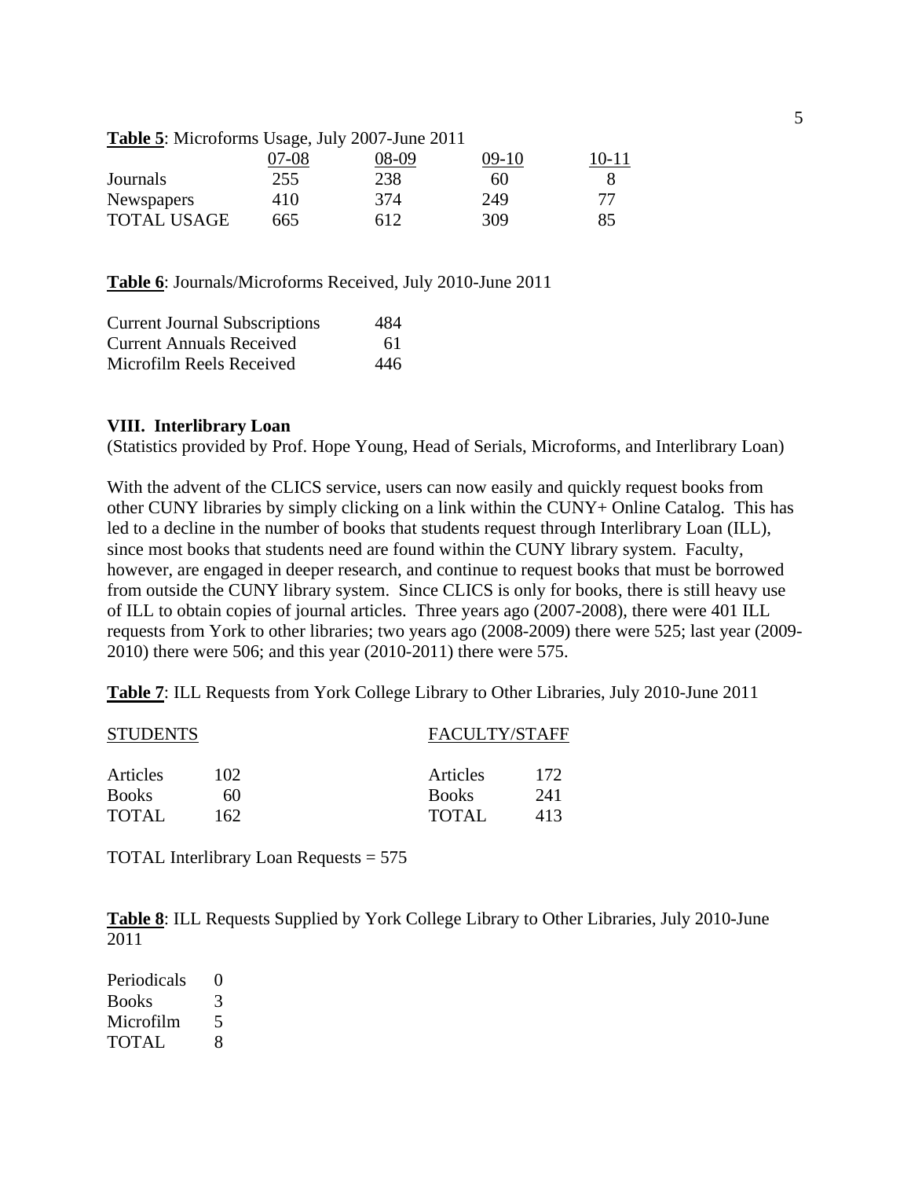**Table 5**: Microforms Usage, July 2007-June 2011

| | 07-08 | 08-09 | 09-10 | 10-11 |
|---|---|---|---|---|
| Journals | 255 | 238 | 60 | 8 |
| Newspapers | 410 | 374 | 249 | 77 |
| TOTAL USAGE | 665 | 612 | 309 | 85 |

**Table 6**: Journals/Microforms Received, July 2010-June 2011

| | |
|---|---|
| Current Journal Subscriptions | 484 |
| Current Annuals Received | 61 |
| Microfilm Reels Received | 446 |

### VIII. Interlibrary Loan

(Statistics provided by Prof. Hope Young, Head of Serials, Microforms, and Interlibrary Loan)

With the advent of the CLICS service, users can now easily and quickly request books from other CUNY libraries by simply clicking on a link within the CUNY+ Online Catalog. This has led to a decline in the number of books that students request through Interlibrary Loan (ILL), since most books that students need are found within the CUNY library system. Faculty, however, are engaged in deeper research, and continue to request books that must be borrowed from outside the CUNY library system. Since CLICS is only for books, there is still heavy use of ILL to obtain copies of journal articles. Three years ago (2007-2008), there were 401 ILL requests from York to other libraries; two years ago (2008-2009) there were 525; last year (2009-2010) there were 506; and this year (2010-2011) there were 575.

**Table 7**: ILL Requests from York College Library to Other Libraries, July 2010-June 2011

| STUDENTS | | FACULTY/STAFF | |
|---|---|---|---|
| Articles | 102 | Articles | 172 |
| Books | 60 | Books | 241 |
| TOTAL | 162 | TOTAL | 413 |

TOTAL Interlibrary Loan Requests = 575

**Table 8**: ILL Requests Supplied by York College Library to Other Libraries, July 2010-June 2011

| | |
|---|---|
| Periodicals | 0 |
| Books | 3 |
| Microfilm | 5 |
| TOTAL | 8 |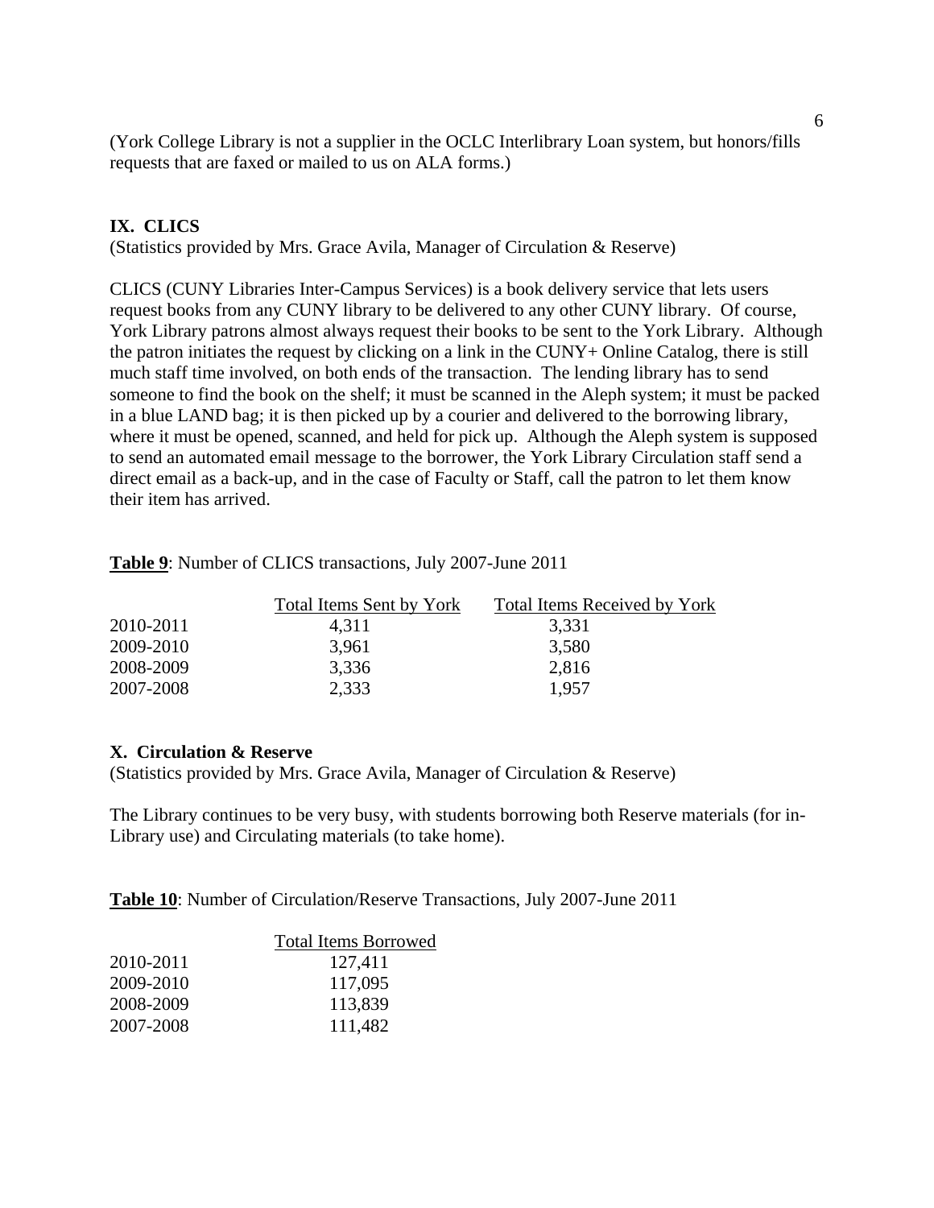(York College Library is not a supplier in the OCLC Interlibrary Loan system, but honors/fills requests that are faxed or mailed to us on ALA forms.)

## IX. CLICS

(Statistics provided by Mrs. Grace Avila, Manager of Circulation & Reserve)

CLICS (CUNY Libraries Inter-Campus Services) is a book delivery service that lets users request books from any CUNY library to be delivered to any other CUNY library. Of course, York Library patrons almost always request their books to be sent to the York Library. Although the patron initiates the request by clicking on a link in the CUNY+ Online Catalog, there is still much staff time involved, on both ends of the transaction. The lending library has to send someone to find the book on the shelf; it must be scanned in the Aleph system; it must be packed in a blue LAND bag; it is then picked up by a courier and delivered to the borrowing library, where it must be opened, scanned, and held for pick up. Although the Aleph system is supposed to send an automated email message to the borrower, the York Library Circulation staff send a direct email as a back-up, and in the case of Faculty or Staff, call the patron to let them know their item has arrived.

**Table 9**: Number of CLICS transactions, July 2007-June 2011

| | Total Items Sent by York | Total Items Received by York |
|---|---|---|
| 2010-2011 | 4,311 | 3,331 |
| 2009-2010 | 3,961 | 3,580 |
| 2008-2009 | 3,336 | 2,816 |
| 2007-2008 | 2,333 | 1,957 |

## X. Circulation & Reserve

(Statistics provided by Mrs. Grace Avila, Manager of Circulation & Reserve)

The Library continues to be very busy, with students borrowing both Reserve materials (for in-Library use) and Circulating materials (to take home).

**Table 10**: Number of Circulation/Reserve Transactions, July 2007-June 2011

| | Total Items Borrowed |
|---|---|
| 2010-2011 | 127,411 |
| 2009-2010 | 117,095 |
| 2008-2009 | 113,839 |
| 2007-2008 | 111,482 |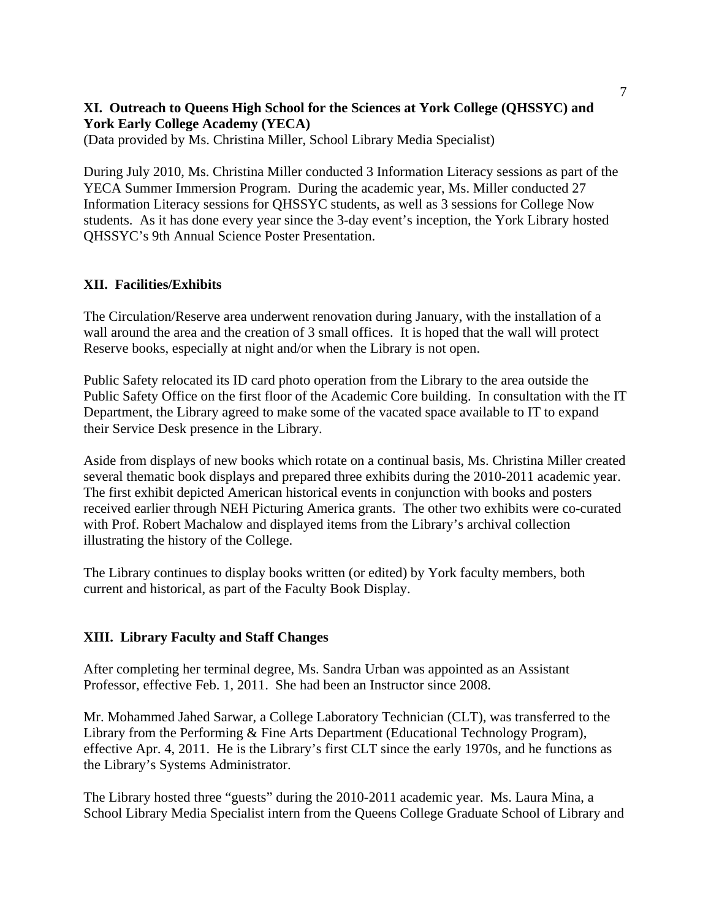## XI. Outreach to Queens High School for the Sciences at York College (QHSSYC) and York Early College Academy (YECA)

(Data provided by Ms. Christina Miller, School Library Media Specialist)

During July 2010, Ms. Christina Miller conducted 3 Information Literacy sessions as part of the YECA Summer Immersion Program. During the academic year, Ms. Miller conducted 27 Information Literacy sessions for QHSSYC students, as well as 3 sessions for College Now students. As it has done every year since the 3-day event's inception, the York Library hosted QHSSYC's 9th Annual Science Poster Presentation.

## XII. Facilities/Exhibits

The Circulation/Reserve area underwent renovation during January, with the installation of a wall around the area and the creation of 3 small offices. It is hoped that the wall will protect Reserve books, especially at night and/or when the Library is not open.

Public Safety relocated its ID card photo operation from the Library to the area outside the Public Safety Office on the first floor of the Academic Core building. In consultation with the IT Department, the Library agreed to make some of the vacated space available to IT to expand their Service Desk presence in the Library.

Aside from displays of new books which rotate on a continual basis, Ms. Christina Miller created several thematic book displays and prepared three exhibits during the 2010-2011 academic year. The first exhibit depicted American historical events in conjunction with books and posters received earlier through NEH Picturing America grants. The other two exhibits were co-curated with Prof. Robert Machalow and displayed items from the Library's archival collection illustrating the history of the College.

The Library continues to display books written (or edited) by York faculty members, both current and historical, as part of the Faculty Book Display.

## XIII. Library Faculty and Staff Changes

After completing her terminal degree, Ms. Sandra Urban was appointed as an Assistant Professor, effective Feb. 1, 2011. She had been an Instructor since 2008.

Mr. Mohammed Jahed Sarwar, a College Laboratory Technician (CLT), was transferred to the Library from the Performing & Fine Arts Department (Educational Technology Program), effective Apr. 4, 2011. He is the Library's first CLT since the early 1970s, and he functions as the Library's Systems Administrator.

The Library hosted three "guests" during the 2010-2011 academic year. Ms. Laura Mina, a School Library Media Specialist intern from the Queens College Graduate School of Library and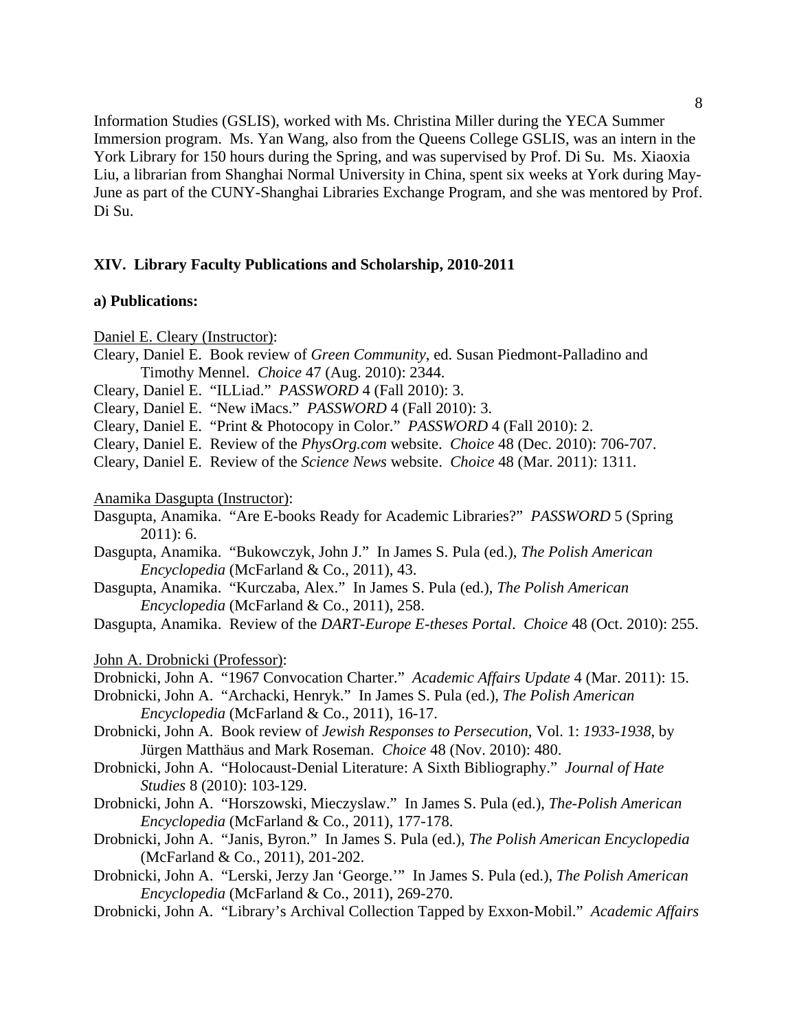Information Studies (GSLIS), worked with Ms. Christina Miller during the YECA Summer Immersion program. Ms. Yan Wang, also from the Queens College GSLIS, was an intern in the York Library for 150 hours during the Spring, and was supervised by Prof. Di Su. Ms. Xiaoxia Liu, a librarian from Shanghai Normal University in China, spent six weeks at York during May-June as part of the CUNY-Shanghai Libraries Exchange Program, and she was mentored by Prof. Di Su.

## XIV. Library Faculty Publications and Scholarship, 2010-2011

### a) Publications:

Daniel E. Cleary (Instructor):

Cleary, Daniel E. Book review of *Green Community*, ed. Susan Piedmont-Palladino and Timothy Mennel. *Choice* 47 (Aug. 2010): 2344.

Cleary, Daniel E. "ILLiad." *PASSWORD* 4 (Fall 2010): 3.

Cleary, Daniel E. "New iMacs." *PASSWORD* 4 (Fall 2010): 3.

Cleary, Daniel E. "Print & Photocopy in Color." *PASSWORD* 4 (Fall 2010): 2.

Cleary, Daniel E. Review of the *PhysOrg.com* website. *Choice* 48 (Dec. 2010): 706-707.

Cleary, Daniel E. Review of the *Science News* website. *Choice* 48 (Mar. 2011): 1311.

Anamika Dasgupta (Instructor):

Dasgupta, Anamika. "Are E-books Ready for Academic Libraries?" *PASSWORD* 5 (Spring 2011): 6.

Dasgupta, Anamika. "Bukowczyk, John J." In James S. Pula (ed.), *The Polish American Encyclopedia* (McFarland & Co., 2011), 43.

Dasgupta, Anamika. "Kurczaba, Alex." In James S. Pula (ed.), *The Polish American Encyclopedia* (McFarland & Co., 2011), 258.

Dasgupta, Anamika. Review of the *DART-Europe E-theses Portal*. *Choice* 48 (Oct. 2010): 255.

John A. Drobnicki (Professor):

Drobnicki, John A. "1967 Convocation Charter." *Academic Affairs Update* 4 (Mar. 2011): 15.

Drobnicki, John A. "Archacki, Henryk." In James S. Pula (ed.), *The Polish American Encyclopedia* (McFarland & Co., 2011), 16-17.

Drobnicki, John A. Book review of *Jewish Responses to Persecution*, Vol. 1: *1933-1938*, by Jürgen Matthäus and Mark Roseman. *Choice* 48 (Nov. 2010): 480.

Drobnicki, John A. "Holocaust-Denial Literature: A Sixth Bibliography." *Journal of Hate Studies* 8 (2010): 103-129.

Drobnicki, John A. "Horszowski, Mieczyslaw." In James S. Pula (ed.), *The-Polish American Encyclopedia* (McFarland & Co., 2011), 177-178.

Drobnicki, John A. "Janis, Byron." In James S. Pula (ed.), *The Polish American Encyclopedia* (McFarland & Co., 2011), 201-202.

Drobnicki, John A. "Lerski, Jerzy Jan 'George.'" In James S. Pula (ed.), *The Polish American Encyclopedia* (McFarland & Co., 2011), 269-270.

Drobnicki, John A. "Library's Archival Collection Tapped by Exxon-Mobil." *Academic Affairs*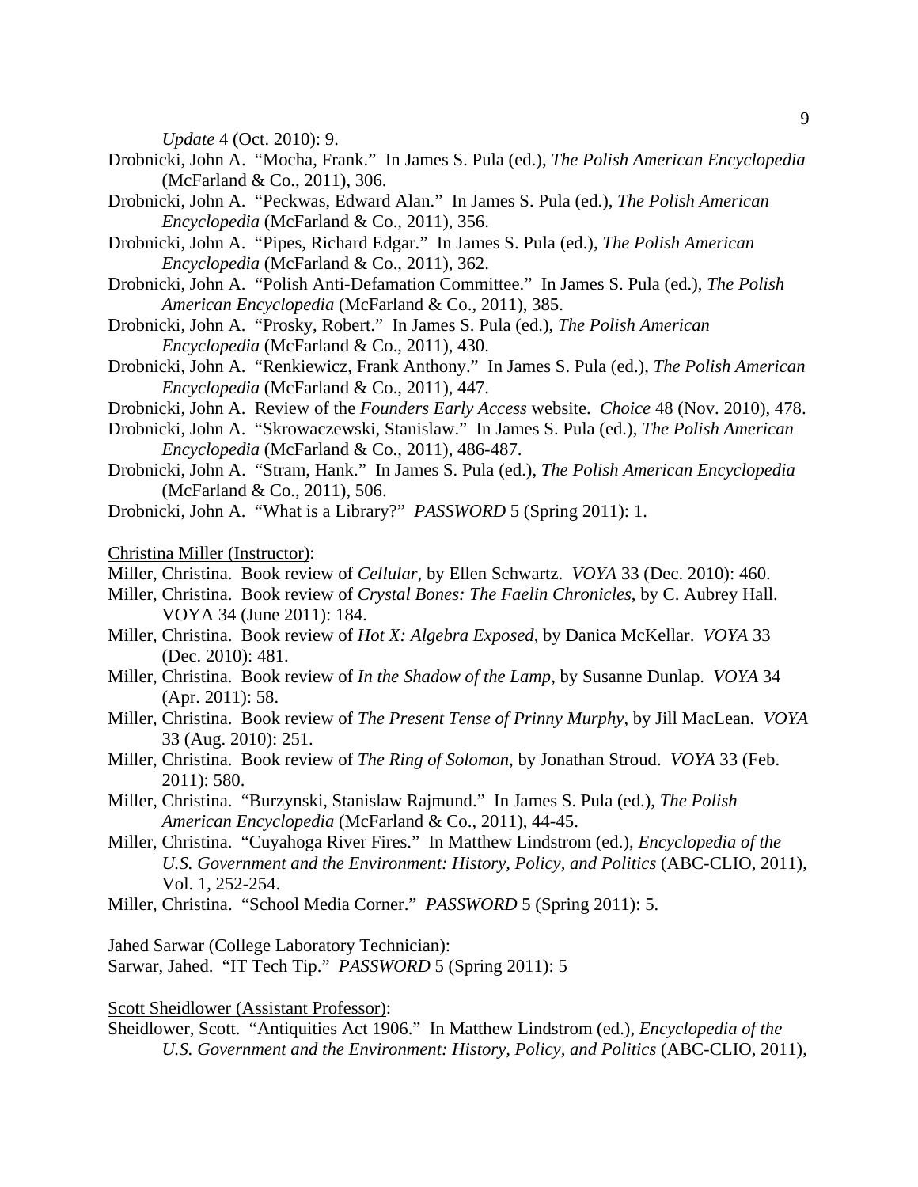*Update* 4 (Oct. 2010): 9.

Drobnicki, John A. "Mocha, Frank." In James S. Pula (ed.), *The Polish American Encyclopedia* (McFarland & Co., 2011), 306.

Drobnicki, John A. "Peckwas, Edward Alan." In James S. Pula (ed.), *The Polish American Encyclopedia* (McFarland & Co., 2011), 356.

Drobnicki, John A. "Pipes, Richard Edgar." In James S. Pula (ed.), *The Polish American Encyclopedia* (McFarland & Co., 2011), 362.

Drobnicki, John A. "Polish Anti-Defamation Committee." In James S. Pula (ed.), *The Polish American Encyclopedia* (McFarland & Co., 2011), 385.

Drobnicki, John A. "Prosky, Robert." In James S. Pula (ed.), *The Polish American Encyclopedia* (McFarland & Co., 2011), 430.

Drobnicki, John A. "Renkiewicz, Frank Anthony." In James S. Pula (ed.), *The Polish American Encyclopedia* (McFarland & Co., 2011), 447.

Drobnicki, John A. Review of the *Founders Early Access* website. *Choice* 48 (Nov. 2010), 478.

Drobnicki, John A. "Skrowaczewski, Stanislaw." In James S. Pula (ed.), *The Polish American Encyclopedia* (McFarland & Co., 2011), 486-487.

Drobnicki, John A. "Stram, Hank." In James S. Pula (ed.), *The Polish American Encyclopedia* (McFarland & Co., 2011), 506.

Drobnicki, John A. "What is a Library?" *PASSWORD* 5 (Spring 2011): 1.

<u>Christina Miller (Instructor)</u>:

Miller, Christina. Book review of *Cellular*, by Ellen Schwartz. *VOYA* 33 (Dec. 2010): 460.

Miller, Christina. Book review of *Crystal Bones: The Faelin Chronicles*, by C. Aubrey Hall. VOYA 34 (June 2011): 184.

Miller, Christina. Book review of *Hot X: Algebra Exposed*, by Danica McKellar. *VOYA* 33 (Dec. 2010): 481.

Miller, Christina. Book review of *In the Shadow of the Lamp*, by Susanne Dunlap. *VOYA* 34 (Apr. 2011): 58.

Miller, Christina. Book review of *The Present Tense of Prinny Murphy*, by Jill MacLean. *VOYA* 33 (Aug. 2010): 251.

Miller, Christina. Book review of *The Ring of Solomon*, by Jonathan Stroud. *VOYA* 33 (Feb. 2011): 580.

Miller, Christina. "Burzynski, Stanislaw Rajmund." In James S. Pula (ed.), *The Polish American Encyclopedia* (McFarland & Co., 2011), 44-45.

Miller, Christina. "Cuyahoga River Fires." In Matthew Lindstrom (ed.), *Encyclopedia of the U.S. Government and the Environment: History, Policy, and Politics* (ABC-CLIO, 2011), Vol. 1, 252-254.

Miller, Christina. "School Media Corner." *PASSWORD* 5 (Spring 2011): 5.

<u>Jahed Sarwar (College Laboratory Technician)</u>:

Sarwar, Jahed. "IT Tech Tip." *PASSWORD* 5 (Spring 2011): 5

<u>Scott Sheidlower (Assistant Professor)</u>:

Sheidlower, Scott. "Antiquities Act 1906." In Matthew Lindstrom (ed.), *Encyclopedia of the U.S. Government and the Environment: History, Policy, and Politics* (ABC-CLIO, 2011),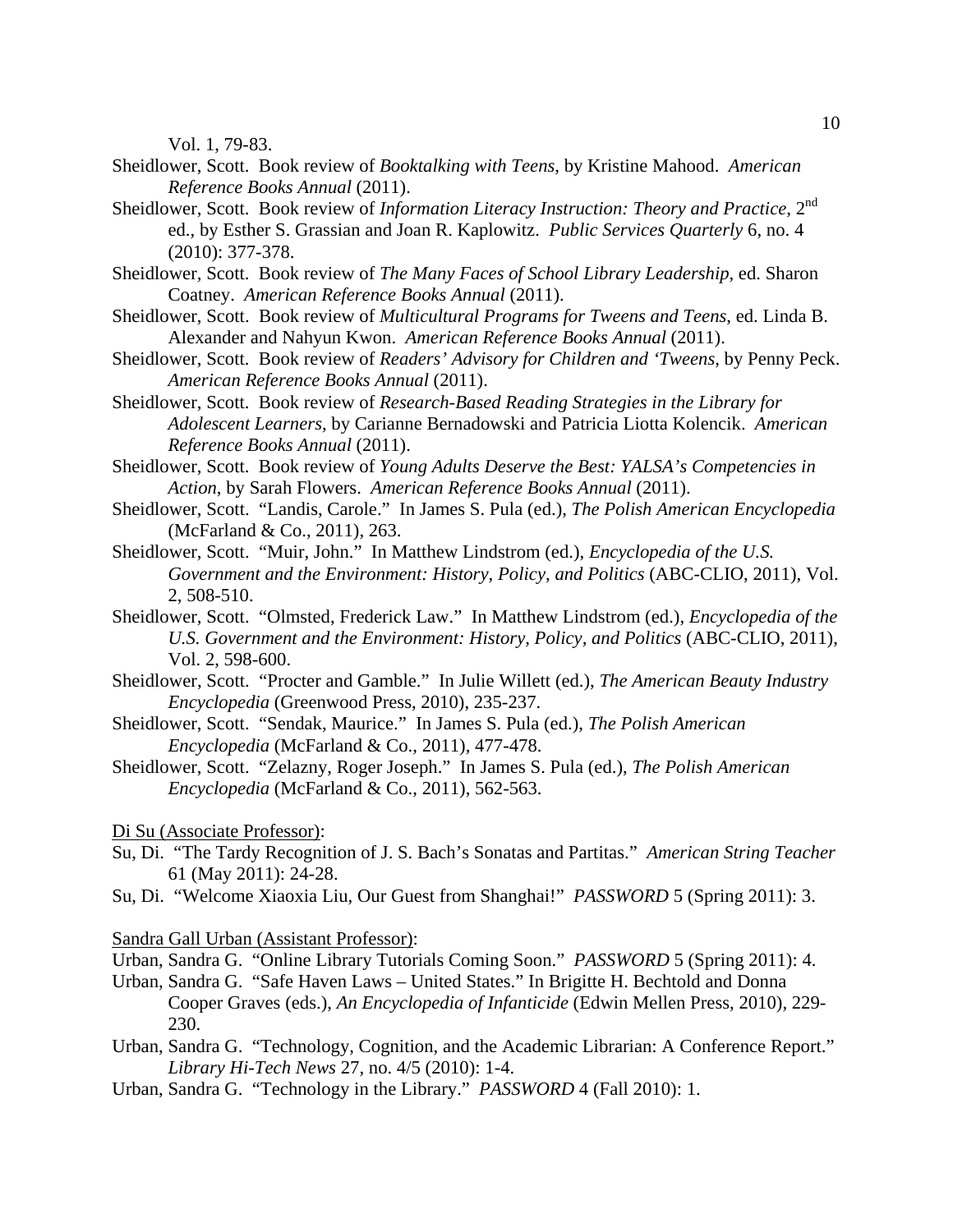Vol. 1, 79-83.

Sheidlower, Scott. Book review of *Booktalking with Teens*, by Kristine Mahood. *American Reference Books Annual* (2011).

Sheidlower, Scott. Book review of *Information Literacy Instruction: Theory and Practice*, 2nd ed., by Esther S. Grassian and Joan R. Kaplowitz. *Public Services Quarterly* 6, no. 4 (2010): 377-378.

Sheidlower, Scott. Book review of *The Many Faces of School Library Leadership*, ed. Sharon Coatney. *American Reference Books Annual* (2011).

Sheidlower, Scott. Book review of *Multicultural Programs for Tweens and Teens*, ed. Linda B. Alexander and Nahyun Kwon. *American Reference Books Annual* (2011).

Sheidlower, Scott. Book review of *Readers' Advisory for Children and 'Tweens*, by Penny Peck. *American Reference Books Annual* (2011).

Sheidlower, Scott. Book review of *Research-Based Reading Strategies in the Library for Adolescent Learners*, by Carianne Bernadowski and Patricia Liotta Kolencik. *American Reference Books Annual* (2011).

Sheidlower, Scott. Book review of *Young Adults Deserve the Best: YALSA's Competencies in Action*, by Sarah Flowers. *American Reference Books Annual* (2011).

Sheidlower, Scott. "Landis, Carole." In James S. Pula (ed.), *The Polish American Encyclopedia* (McFarland & Co., 2011), 263.

Sheidlower, Scott. "Muir, John." In Matthew Lindstrom (ed.), *Encyclopedia of the U.S. Government and the Environment: History, Policy, and Politics* (ABC-CLIO, 2011), Vol. 2, 508-510.

Sheidlower, Scott. "Olmsted, Frederick Law." In Matthew Lindstrom (ed.), *Encyclopedia of the U.S. Government and the Environment: History, Policy, and Politics* (ABC-CLIO, 2011), Vol. 2, 598-600.

Sheidlower, Scott. "Procter and Gamble." In Julie Willett (ed.), *The American Beauty Industry Encyclopedia* (Greenwood Press, 2010), 235-237.

Sheidlower, Scott. "Sendak, Maurice." In James S. Pula (ed.), *The Polish American Encyclopedia* (McFarland & Co., 2011), 477-478.

Sheidlower, Scott. "Zelazny, Roger Joseph." In James S. Pula (ed.), *The Polish American Encyclopedia* (McFarland & Co., 2011), 562-563.

<u>Di Su (Associate Professor)</u>:

Su, Di. "The Tardy Recognition of J. S. Bach's Sonatas and Partitas." *American String Teacher* 61 (May 2011): 24-28.

Su, Di. "Welcome Xiaoxia Liu, Our Guest from Shanghai!" *PASSWORD* 5 (Spring 2011): 3.

<u>Sandra Gall Urban (Assistant Professor)</u>:

Urban, Sandra G. "Online Library Tutorials Coming Soon." *PASSWORD* 5 (Spring 2011): 4.

Urban, Sandra G. "Safe Haven Laws – United States." In Brigitte H. Bechtold and Donna Cooper Graves (eds.), *An Encyclopedia of Infanticide* (Edwin Mellen Press, 2010), 229-230.

Urban, Sandra G. "Technology, Cognition, and the Academic Librarian: A Conference Report." *Library Hi-Tech News* 27, no. 4/5 (2010): 1-4.

Urban, Sandra G. "Technology in the Library." *PASSWORD* 4 (Fall 2010): 1.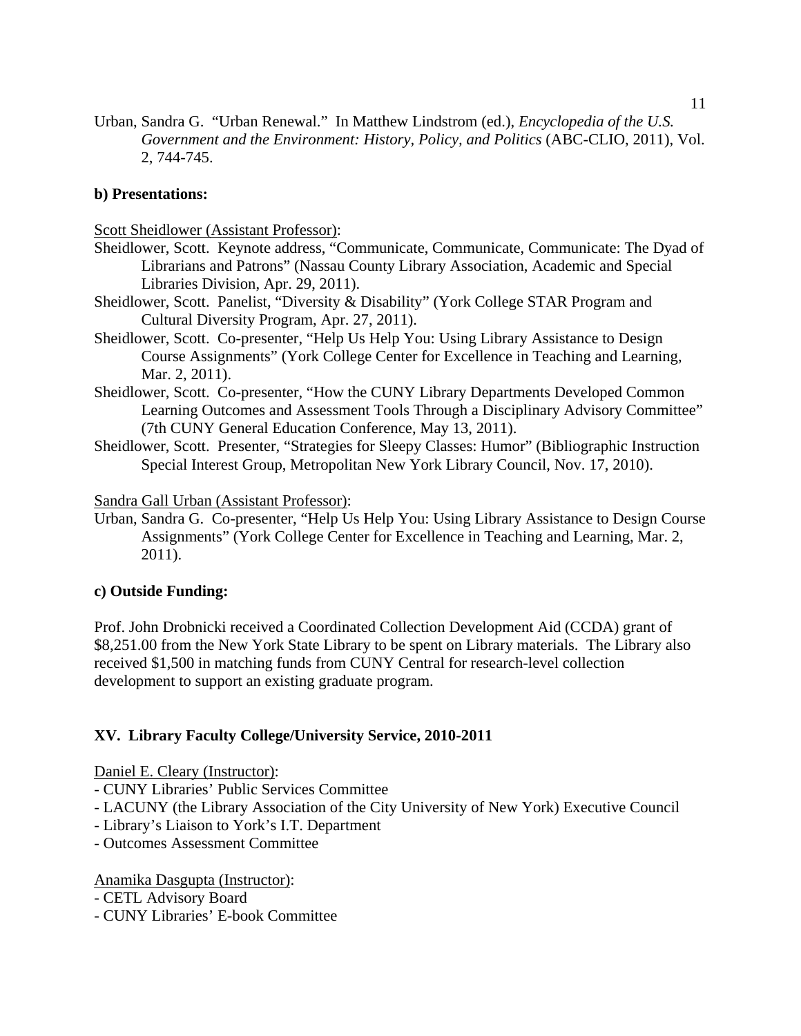Urban, Sandra G. "Urban Renewal." In Matthew Lindstrom (ed.), *Encyclopedia of the U.S. Government and the Environment: History, Policy, and Politics* (ABC-CLIO, 2011), Vol. 2, 744-745.

**b) Presentations:**

<u>Scott Sheidlower (Assistant Professor)</u>:

Sheidlower, Scott. Keynote address, "Communicate, Communicate, Communicate: The Dyad of Librarians and Patrons" (Nassau County Library Association, Academic and Special Libraries Division, Apr. 29, 2011).

Sheidlower, Scott. Panelist, "Diversity & Disability" (York College STAR Program and Cultural Diversity Program, Apr. 27, 2011).

Sheidlower, Scott. Co-presenter, "Help Us Help You: Using Library Assistance to Design Course Assignments" (York College Center for Excellence in Teaching and Learning, Mar. 2, 2011).

Sheidlower, Scott. Co-presenter, "How the CUNY Library Departments Developed Common Learning Outcomes and Assessment Tools Through a Disciplinary Advisory Committee" (7th CUNY General Education Conference, May 13, 2011).

Sheidlower, Scott. Presenter, "Strategies for Sleepy Classes: Humor" (Bibliographic Instruction Special Interest Group, Metropolitan New York Library Council, Nov. 17, 2010).

<u>Sandra Gall Urban (Assistant Professor)</u>:

Urban, Sandra G. Co-presenter, "Help Us Help You: Using Library Assistance to Design Course Assignments" (York College Center for Excellence in Teaching and Learning, Mar. 2, 2011).

**c) Outside Funding:**

Prof. John Drobnicki received a Coordinated Collection Development Aid (CCDA) grant of \$8,251.00 from the New York State Library to be spent on Library materials. The Library also received \$1,500 in matching funds from CUNY Central for research-level collection development to support an existing graduate program.

## XV. Library Faculty College/University Service, 2010-2011

<u>Daniel E. Cleary (Instructor)</u>:

- CUNY Libraries' Public Services Committee
- LACUNY (the Library Association of the City University of New York) Executive Council
- Library's Liaison to York's I.T. Department
- Outcomes Assessment Committee

<u>Anamika Dasgupta (Instructor)</u>:

- CETL Advisory Board
- CUNY Libraries' E-book Committee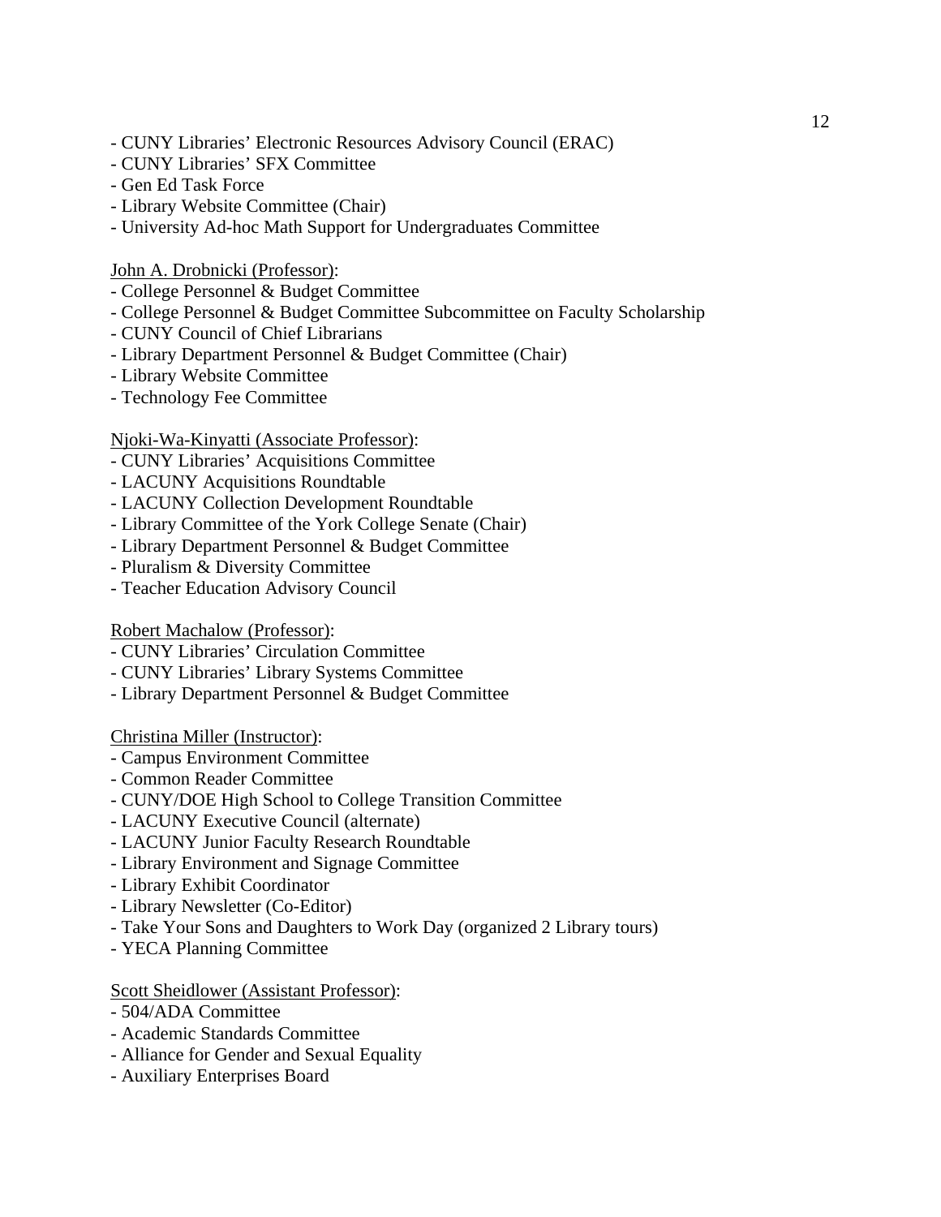- CUNY Libraries' Electronic Resources Advisory Council (ERAC)
- CUNY Libraries' SFX Committee
- Gen Ed Task Force
- Library Website Committee (Chair)
- University Ad-hoc Math Support for Undergraduates Committee

<u>John A. Drobnicki (Professor)</u>:
- College Personnel & Budget Committee
- College Personnel & Budget Committee Subcommittee on Faculty Scholarship
- CUNY Council of Chief Librarians
- Library Department Personnel & Budget Committee (Chair)
- Library Website Committee
- Technology Fee Committee

<u>Njoki-Wa-Kinyatti (Associate Professor)</u>:
- CUNY Libraries' Acquisitions Committee
- LACUNY Acquisitions Roundtable
- LACUNY Collection Development Roundtable
- Library Committee of the York College Senate (Chair)
- Library Department Personnel & Budget Committee
- Pluralism & Diversity Committee
- Teacher Education Advisory Council

<u>Robert Machalow (Professor)</u>:
- CUNY Libraries' Circulation Committee
- CUNY Libraries' Library Systems Committee
- Library Department Personnel & Budget Committee

<u>Christina Miller (Instructor)</u>:
- Campus Environment Committee
- Common Reader Committee
- CUNY/DOE High School to College Transition Committee
- LACUNY Executive Council (alternate)
- LACUNY Junior Faculty Research Roundtable
- Library Environment and Signage Committee
- Library Exhibit Coordinator
- Library Newsletter (Co-Editor)
- Take Your Sons and Daughters to Work Day (organized 2 Library tours)
- YECA Planning Committee

<u>Scott Sheidlower (Assistant Professor)</u>:
- 504/ADA Committee
- Academic Standards Committee
- Alliance for Gender and Sexual Equality
- Auxiliary Enterprises Board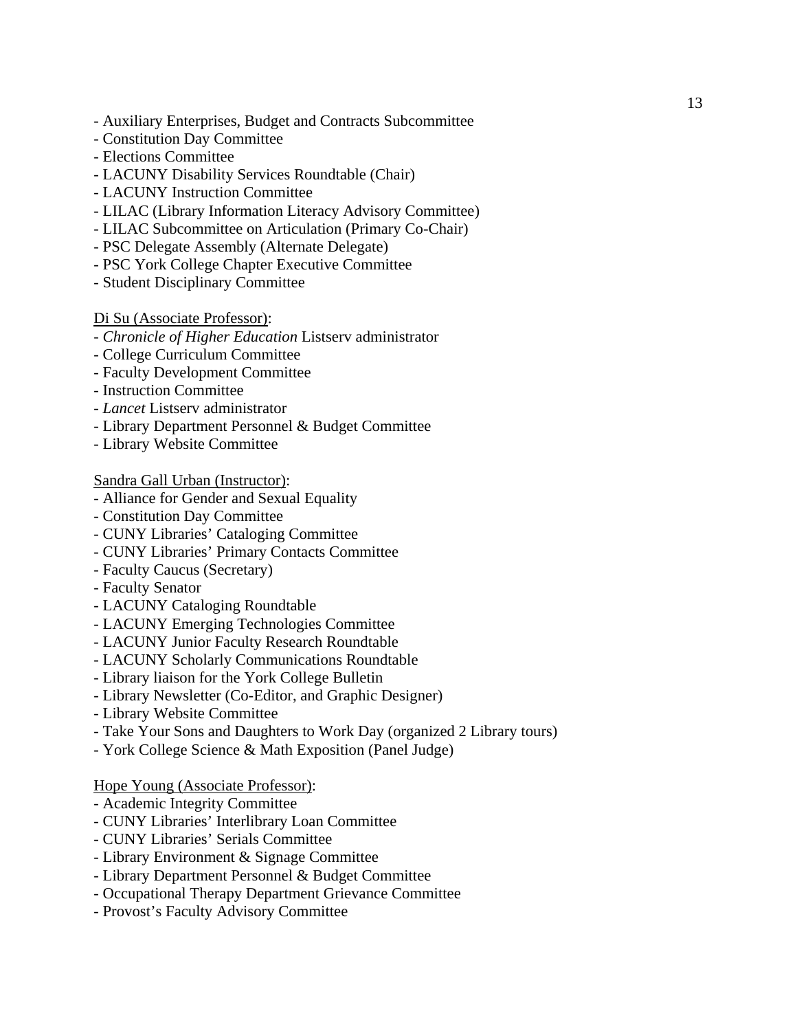- Auxiliary Enterprises, Budget and Contracts Subcommittee
- Constitution Day Committee
- Elections Committee
- LACUNY Disability Services Roundtable (Chair)
- LACUNY Instruction Committee
- LILAC (Library Information Literacy Advisory Committee)
- LILAC Subcommittee on Articulation (Primary Co-Chair)
- PSC Delegate Assembly (Alternate Delegate)
- PSC York College Chapter Executive Committee
- Student Disciplinary Committee

<u>Di Su (Associate Professor)</u>:
- *Chronicle of Higher Education* Listserv administrator
- College Curriculum Committee
- Faculty Development Committee
- Instruction Committee
- *Lancet* Listserv administrator
- Library Department Personnel & Budget Committee
- Library Website Committee

<u>Sandra Gall Urban (Instructor)</u>:
- Alliance for Gender and Sexual Equality
- Constitution Day Committee
- CUNY Libraries' Cataloging Committee
- CUNY Libraries' Primary Contacts Committee
- Faculty Caucus (Secretary)
- Faculty Senator
- LACUNY Cataloging Roundtable
- LACUNY Emerging Technologies Committee
- LACUNY Junior Faculty Research Roundtable
- LACUNY Scholarly Communications Roundtable
- Library liaison for the York College Bulletin
- Library Newsletter (Co-Editor, and Graphic Designer)
- Library Website Committee
- Take Your Sons and Daughters to Work Day (organized 2 Library tours)
- York College Science & Math Exposition (Panel Judge)

<u>Hope Young (Associate Professor)</u>:
- Academic Integrity Committee
- CUNY Libraries' Interlibrary Loan Committee
- CUNY Libraries' Serials Committee
- Library Environment & Signage Committee
- Library Department Personnel & Budget Committee
- Occupational Therapy Department Grievance Committee
- Provost's Faculty Advisory Committee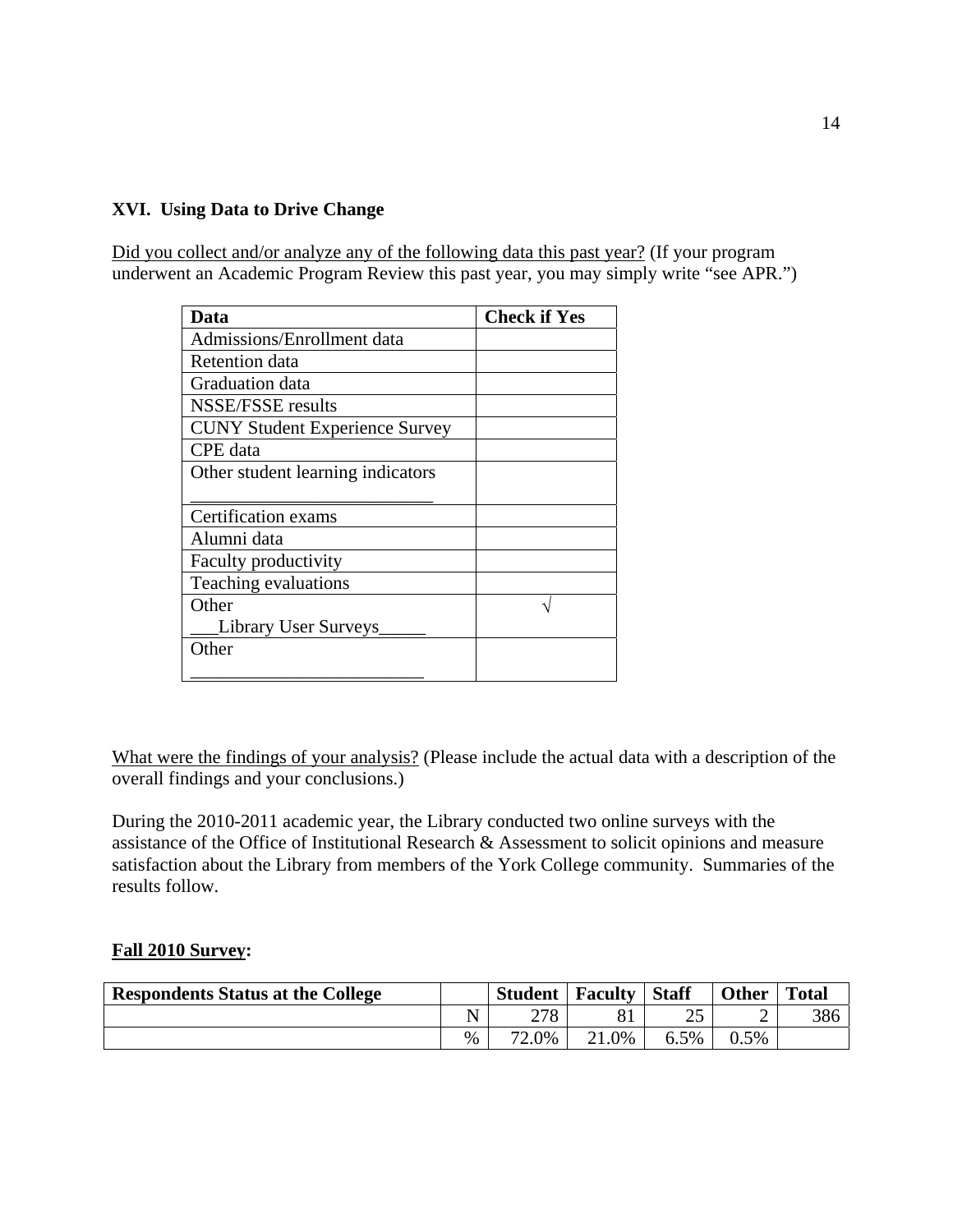## XVI. Using Data to Drive Change

Did you collect and/or analyze any of the following data this past year? (If your program underwent an Academic Program Review this past year, you may simply write "see APR.")

| Data | Check if Yes |
|---|---|
| Admissions/Enrollment data | |
| Retention data | |
| Graduation data | |
| NSSE/FSSE results | |
| CUNY Student Experience Survey | |
| CPE data | |
| Other student learning indicators ___________________________ | |
| Certification exams | |
| Alumni data | |
| Faculty productivity | |
| Teaching evaluations | |
| Other ___Library User Surveys_____ | √ |
| Other __________________________ | |

What were the findings of your analysis? (Please include the actual data with a description of the overall findings and your conclusions.)

During the 2010-2011 academic year, the Library conducted two online surveys with the assistance of the Office of Institutional Research & Assessment to solicit opinions and measure satisfaction about the Library from members of the York College community. Summaries of the results follow.

**Fall 2010 Survey:**

| Respondents Status at the College | | Student | Faculty | Staff | Other | Total |
|---|---|---|---|---|---|---|
| | N | 278 | 81 | 25 | 2 | 386 |
| | % | 72.0% | 21.0% | 6.5% | 0.5% | |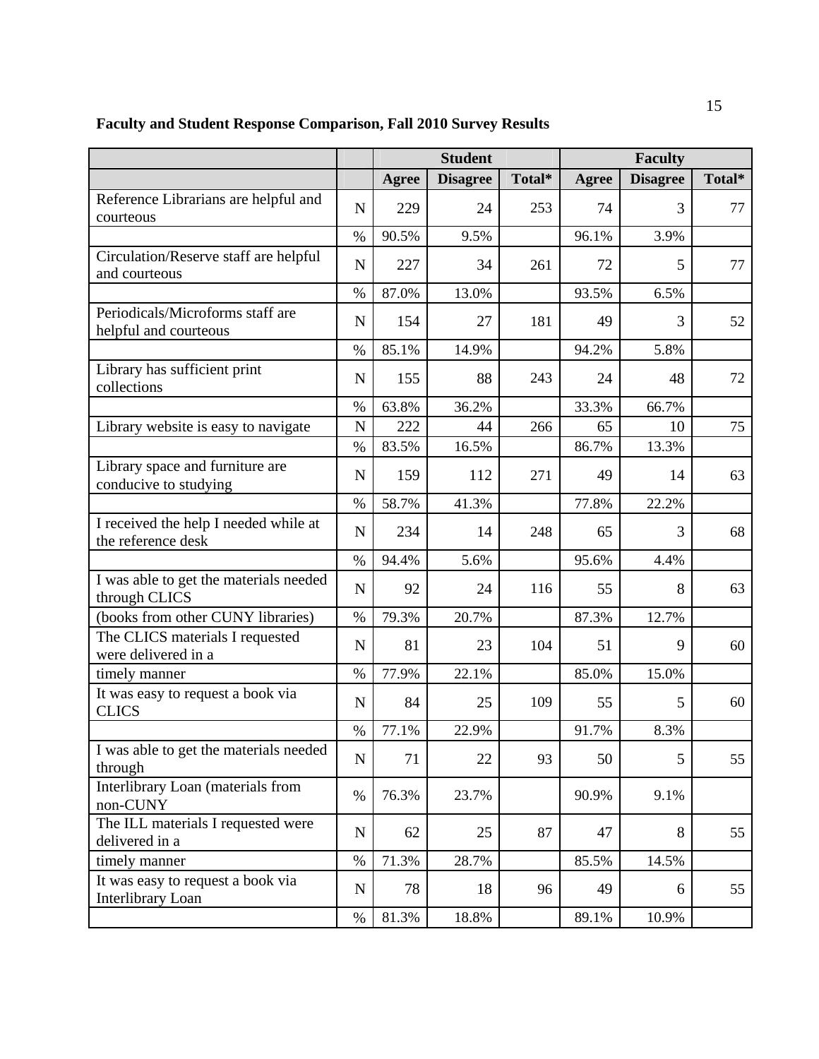**Faculty and Student Response Comparison, Fall 2010 Survey Results**

| | | Student | | | Faculty | | |
|---|---|---|---|---|---|---|---|
| | | **Agree** | **Disagree** | **Total*** | **Agree** | **Disagree** | **Total*** |
| Reference Librarians are helpful and courteous | N | 229 | 24 | 253 | 74 | 3 | 77 |
| | % | 90.5% | 9.5% | | 96.1% | 3.9% | |
| Circulation/Reserve staff are helpful and courteous | N | 227 | 34 | 261 | 72 | 5 | 77 |
| | % | 87.0% | 13.0% | | 93.5% | 6.5% | |
| Periodicals/Microforms staff are helpful and courteous | N | 154 | 27 | 181 | 49 | 3 | 52 |
| | % | 85.1% | 14.9% | | 94.2% | 5.8% | |
| Library has sufficient print collections | N | 155 | 88 | 243 | 24 | 48 | 72 |
| | % | 63.8% | 36.2% | | 33.3% | 66.7% | |
| Library website is easy to navigate | N | 222 | 44 | 266 | 65 | 10 | 75 |
| | % | 83.5% | 16.5% | | 86.7% | 13.3% | |
| Library space and furniture are conducive to studying | N | 159 | 112 | 271 | 49 | 14 | 63 |
| | % | 58.7% | 41.3% | | 77.8% | 22.2% | |
| I received the help I needed while at the reference desk | N | 234 | 14 | 248 | 65 | 3 | 68 |
| | % | 94.4% | 5.6% | | 95.6% | 4.4% | |
| I was able to get the materials needed through CLICS | N | 92 | 24 | 116 | 55 | 8 | 63 |
| (books from other CUNY libraries) | % | 79.3% | 20.7% | | 87.3% | 12.7% | |
| The CLICS materials I requested were delivered in a | N | 81 | 23 | 104 | 51 | 9 | 60 |
| timely manner | % | 77.9% | 22.1% | | 85.0% | 15.0% | |
| It was easy to request a book via CLICS | N | 84 | 25 | 109 | 55 | 5 | 60 |
| | % | 77.1% | 22.9% | | 91.7% | 8.3% | |
| I was able to get the materials needed through | N | 71 | 22 | 93 | 50 | 5 | 55 |
| Interlibrary Loan (materials from non-CUNY | % | 76.3% | 23.7% | | 90.9% | 9.1% | |
| The ILL materials I requested were delivered in a | N | 62 | 25 | 87 | 47 | 8 | 55 |
| timely manner | % | 71.3% | 28.7% | | 85.5% | 14.5% | |
| It was easy to request a book via Interlibrary Loan | N | 78 | 18 | 96 | 49 | 6 | 55 |
| | % | 81.3% | 18.8% | | 89.1% | 10.9% | |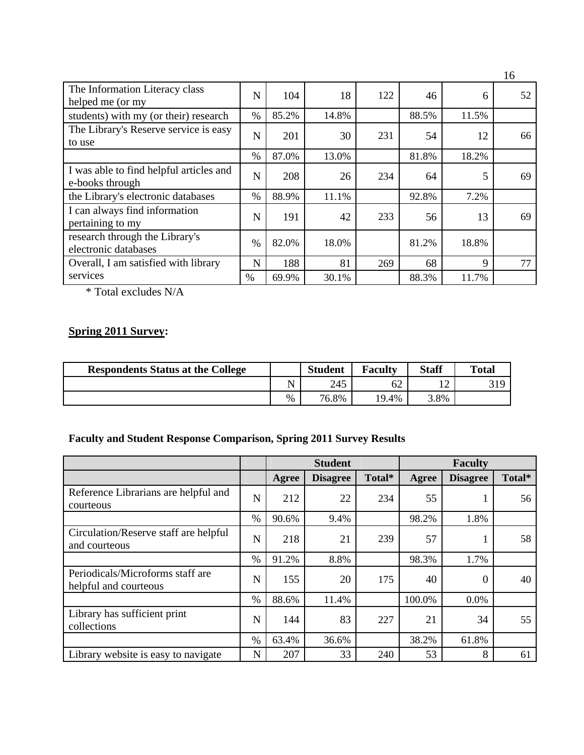| | | | | | | | |
|---|---|---|---|---|---|---|---|
| The Information Literacy class helped me (or my | N | 104 | 18 | 122 | 46 | 6 | 52 |
| students) with my (or their) research | % | 85.2% | 14.8% | | 88.5% | 11.5% | |
| The Library's Reserve service is easy to use | N | 201 | 30 | 231 | 54 | 12 | 66 |
| | % | 87.0% | 13.0% | | 81.8% | 18.2% | |
| I was able to find helpful articles and e-books through | N | 208 | 26 | 234 | 64 | 5 | 69 |
| the Library's electronic databases | % | 88.9% | 11.1% | | 92.8% | 7.2% | |
| I can always find information pertaining to my | N | 191 | 42 | 233 | 56 | 13 | 69 |
| research through the Library's electronic databases | % | 82.0% | 18.0% | | 81.2% | 18.8% | |
| Overall, I am satisfied with library services | N | 188 | 81 | 269 | 68 | 9 | 77 |
| | % | 69.9% | 30.1% | | 88.3% | 11.7% | |

* Total excludes N/A

**Spring 2011 Survey:**

| Respondents Status at the College | | Student | Faculty | Staff | Total |
|---|---|---|---|---|---|
| | N | 245 | 62 | 12 | 319 |
| | % | 76.8% | 19.4% | 3.8% | |

**Faculty and Student Response Comparison, Spring 2011 Survey Results**

| | | Student | | | Faculty | | |
|---|---|---|---|---|---|---|---|
| | | **Agree** | **Disagree** | **Total*** | **Agree** | **Disagree** | **Total*** |
| Reference Librarians are helpful and courteous | N | 212 | 22 | 234 | 55 | 1 | 56 |
| | % | 90.6% | 9.4% | | 98.2% | 1.8% | |
| Circulation/Reserve staff are helpful and courteous | N | 218 | 21 | 239 | 57 | 1 | 58 |
| | % | 91.2% | 8.8% | | 98.3% | 1.7% | |
| Periodicals/Microforms staff are helpful and courteous | N | 155 | 20 | 175 | 40 | 0 | 40 |
| | % | 88.6% | 11.4% | | 100.0% | 0.0% | |
| Library has sufficient print collections | N | 144 | 83 | 227 | 21 | 34 | 55 |
| | % | 63.4% | 36.6% | | 38.2% | 61.8% | |
| Library website is easy to navigate | N | 207 | 33 | 240 | 53 | 8 | 61 |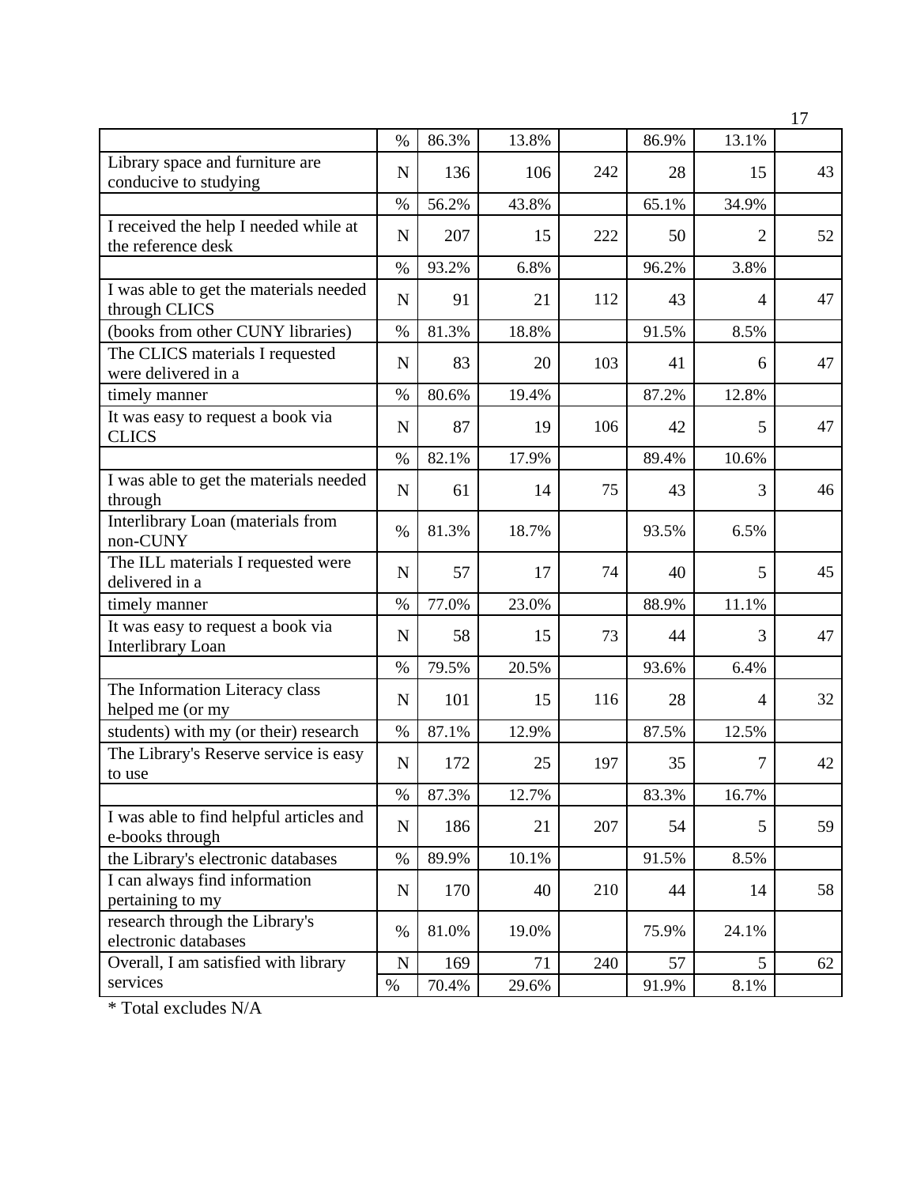| | | | | | | | |
|---|---|---|---|---|---|---|---|
| | % | 86.3% | 13.8% | | 86.9% | 13.1% | |
| Library space and furniture are conducive to studying | N | 136 | 106 | 242 | 28 | 15 | 43 |
| | % | 56.2% | 43.8% | | 65.1% | 34.9% | |
| I received the help I needed while at the reference desk | N | 207 | 15 | 222 | 50 | 2 | 52 |
| | % | 93.2% | 6.8% | | 96.2% | 3.8% | |
| I was able to get the materials needed through CLICS | N | 91 | 21 | 112 | 43 | 4 | 47 |
| (books from other CUNY libraries) | % | 81.3% | 18.8% | | 91.5% | 8.5% | |
| The CLICS materials I requested were delivered in a | N | 83 | 20 | 103 | 41 | 6 | 47 |
| timely manner | % | 80.6% | 19.4% | | 87.2% | 12.8% | |
| It was easy to request a book via CLICS | N | 87 | 19 | 106 | 42 | 5 | 47 |
| | % | 82.1% | 17.9% | | 89.4% | 10.6% | |
| I was able to get the materials needed through | N | 61 | 14 | 75 | 43 | 3 | 46 |
| Interlibrary Loan (materials from non-CUNY | % | 81.3% | 18.7% | | 93.5% | 6.5% | |
| The ILL materials I requested were delivered in a | N | 57 | 17 | 74 | 40 | 5 | 45 |
| timely manner | % | 77.0% | 23.0% | | 88.9% | 11.1% | |
| It was easy to request a book via Interlibrary Loan | N | 58 | 15 | 73 | 44 | 3 | 47 |
| | % | 79.5% | 20.5% | | 93.6% | 6.4% | |
| The Information Literacy class helped me (or my | N | 101 | 15 | 116 | 28 | 4 | 32 |
| students) with my (or their) research | % | 87.1% | 12.9% | | 87.5% | 12.5% | |
| The Library's Reserve service is easy to use | N | 172 | 25 | 197 | 35 | 7 | 42 |
| | % | 87.3% | 12.7% | | 83.3% | 16.7% | |
| I was able to find helpful articles and e-books through | N | 186 | 21 | 207 | 54 | 5 | 59 |
| the Library's electronic databases | % | 89.9% | 10.1% | | 91.5% | 8.5% | |
| I can always find information pertaining to my | N | 170 | 40 | 210 | 44 | 14 | 58 |
| research through the Library's electronic databases | % | 81.0% | 19.0% | | 75.9% | 24.1% | |
| Overall, I am satisfied with library services | N | 169 | 71 | 240 | 57 | 5 | 62 |
| | % | 70.4% | 29.6% | | 91.9% | 8.1% | |

* Total excludes N/A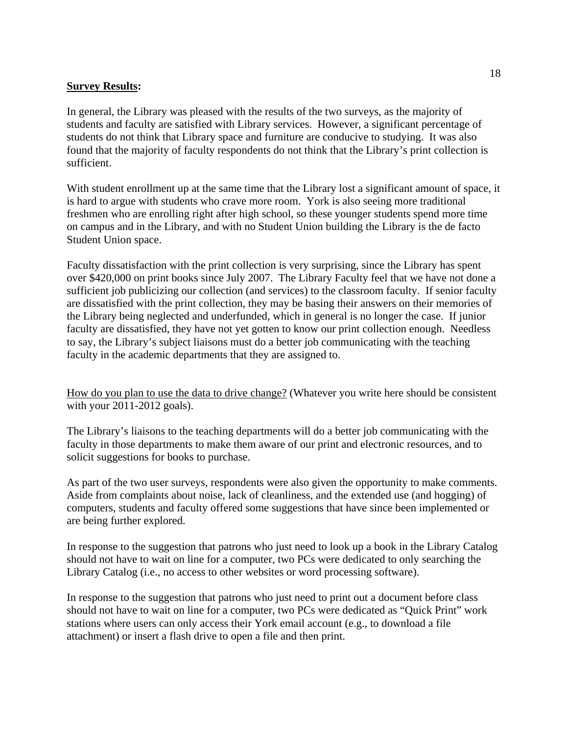**<u>Survey Results</u>:**

In general, the Library was pleased with the results of the two surveys, as the majority of students and faculty are satisfied with Library services. However, a significant percentage of students do not think that Library space and furniture are conducive to studying. It was also found that the majority of faculty respondents do not think that the Library's print collection is sufficient.

With student enrollment up at the same time that the Library lost a significant amount of space, it is hard to argue with students who crave more room. York is also seeing more traditional freshmen who are enrolling right after high school, so these younger students spend more time on campus and in the Library, and with no Student Union building the Library is the de facto Student Union space.

Faculty dissatisfaction with the print collection is very surprising, since the Library has spent over $420,000 on print books since July 2007. The Library Faculty feel that we have not done a sufficient job publicizing our collection (and services) to the classroom faculty. If senior faculty are dissatisfied with the print collection, they may be basing their answers on their memories of the Library being neglected and underfunded, which in general is no longer the case. If junior faculty are dissatisfied, they have not yet gotten to know our print collection enough. Needless to say, the Library's subject liaisons must do a better job communicating with the teaching faculty in the academic departments that they are assigned to.

<u>How do you plan to use the data to drive change?</u> (Whatever you write here should be consistent with your 2011-2012 goals).

The Library's liaisons to the teaching departments will do a better job communicating with the faculty in those departments to make them aware of our print and electronic resources, and to solicit suggestions for books to purchase.

As part of the two user surveys, respondents were also given the opportunity to make comments. Aside from complaints about noise, lack of cleanliness, and the extended use (and hogging) of computers, students and faculty offered some suggestions that have since been implemented or are being further explored.

In response to the suggestion that patrons who just need to look up a book in the Library Catalog should not have to wait on line for a computer, two PCs were dedicated to only searching the Library Catalog (i.e., no access to other websites or word processing software).

In response to the suggestion that patrons who just need to print out a document before class should not have to wait on line for a computer, two PCs were dedicated as "Quick Print" work stations where users can only access their York email account (e.g., to download a file attachment) or insert a flash drive to open a file and then print.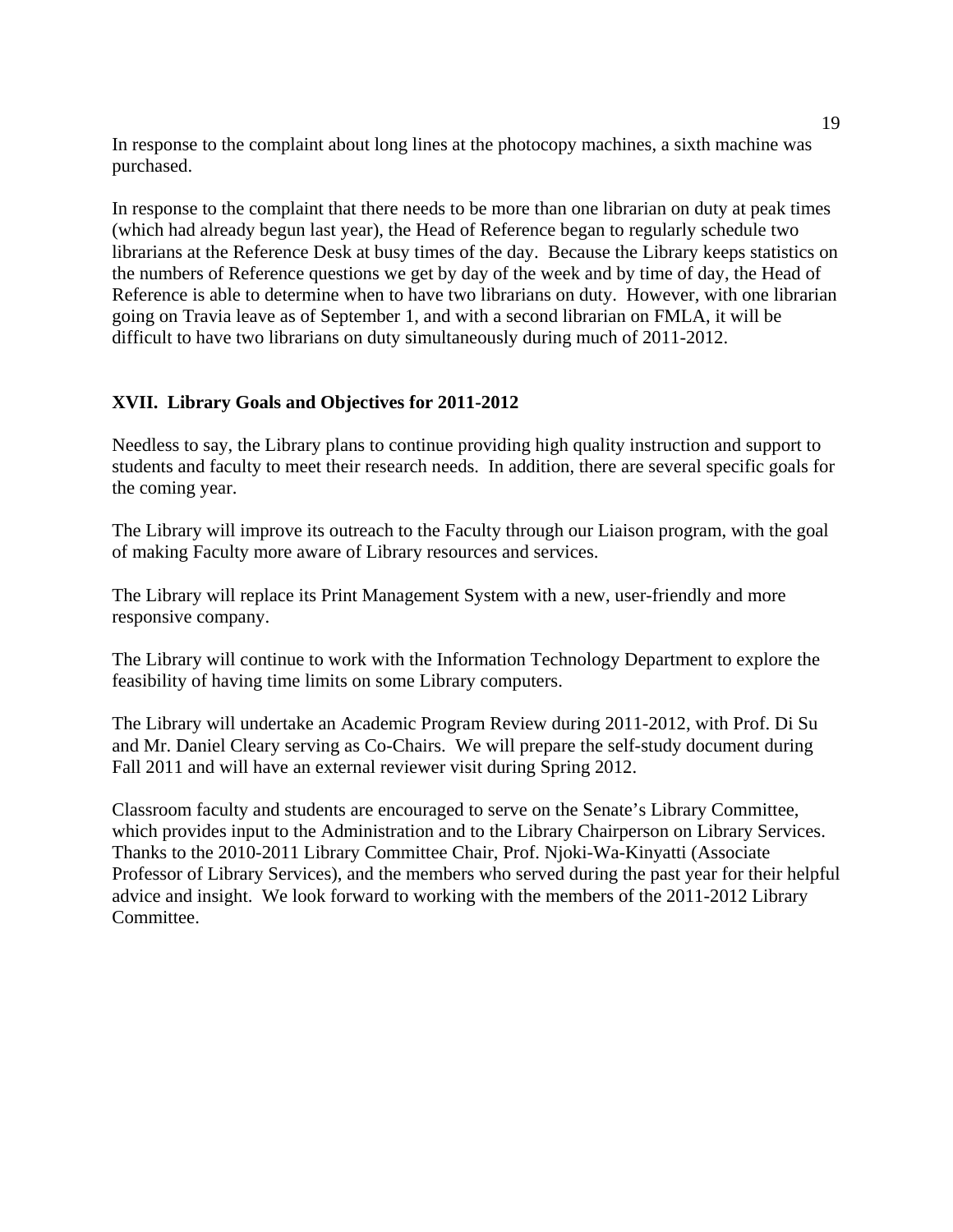In response to the complaint about long lines at the photocopy machines, a sixth machine was purchased.

In response to the complaint that there needs to be more than one librarian on duty at peak times (which had already begun last year), the Head of Reference began to regularly schedule two librarians at the Reference Desk at busy times of the day. Because the Library keeps statistics on the numbers of Reference questions we get by day of the week and by time of day, the Head of Reference is able to determine when to have two librarians on duty. However, with one librarian going on Travia leave as of September 1, and with a second librarian on FMLA, it will be difficult to have two librarians on duty simultaneously during much of 2011-2012.

## XVII. Library Goals and Objectives for 2011-2012

Needless to say, the Library plans to continue providing high quality instruction and support to students and faculty to meet their research needs. In addition, there are several specific goals for the coming year.

The Library will improve its outreach to the Faculty through our Liaison program, with the goal of making Faculty more aware of Library resources and services.

The Library will replace its Print Management System with a new, user-friendly and more responsive company.

The Library will continue to work with the Information Technology Department to explore the feasibility of having time limits on some Library computers.

The Library will undertake an Academic Program Review during 2011-2012, with Prof. Di Su and Mr. Daniel Cleary serving as Co-Chairs. We will prepare the self-study document during Fall 2011 and will have an external reviewer visit during Spring 2012.

Classroom faculty and students are encouraged to serve on the Senate's Library Committee, which provides input to the Administration and to the Library Chairperson on Library Services. Thanks to the 2010-2011 Library Committee Chair, Prof. Njoki-Wa-Kinyatti (Associate Professor of Library Services), and the members who served during the past year for their helpful advice and insight. We look forward to working with the members of the 2011-2012 Library Committee.